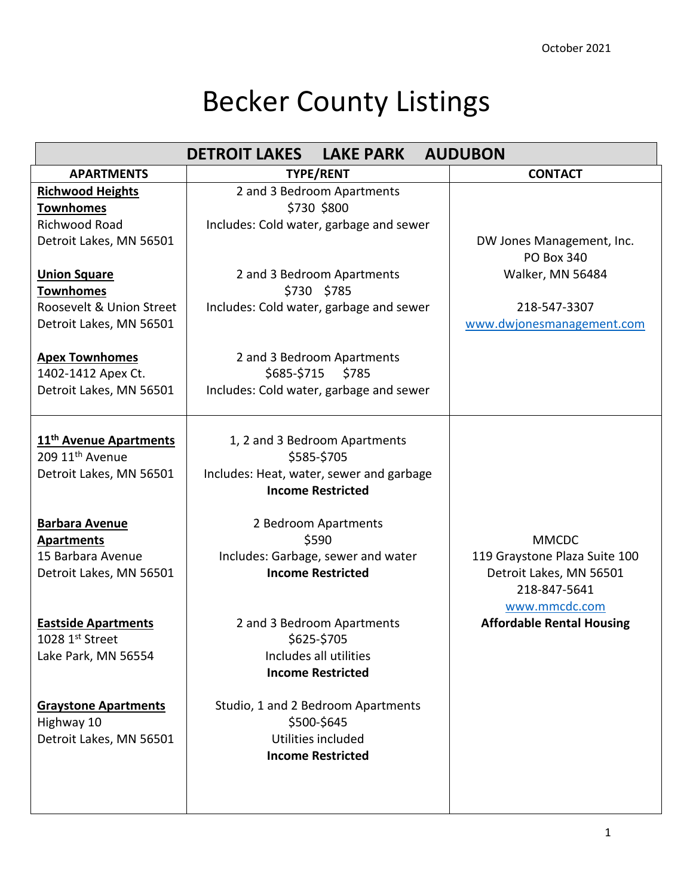October 2021

# Becker County Listings

| DETROIT LAKES LAKE PARK AUDUBON | | |
|---|---|---|
| **APARTMENTS** | **TYPE/RENT** | **CONTACT** |
| **Richwood Heights Townhomes**<br>Richwood Road<br>Detroit Lakes, MN 56501 | 2 and 3 Bedroom Apartments<br>$730 $800<br>Includes: Cold water, garbage and sewer | DW Jones Management, Inc.<br>PO Box 340<br>Walker, MN 56484<br><br>218-547-3307<br>www.dwjonesmanagement.com |
| **Union Square Townhomes**<br>Roosevelt & Union Street<br>Detroit Lakes, MN 56501 | 2 and 3 Bedroom Apartments<br>$730 $785<br>Includes: Cold water, garbage and sewer | |
| **Apex Townhomes**<br>1402-1412 Apex Ct.<br>Detroit Lakes, MN 56501 | 2 and 3 Bedroom Apartments<br>$685-$715 $785<br>Includes: Cold water, garbage and sewer | |
| **11th Avenue Apartments**<br>209 11th Avenue<br>Detroit Lakes, MN 56501 | 1, 2 and 3 Bedroom Apartments<br>$585-$705<br>Includes: Heat, water, sewer and garbage<br>**Income Restricted** | MMCDC<br>119 Graystone Plaza Suite 100<br>Detroit Lakes, MN 56501<br>218-847-5641<br>www.mmcdc.com<br>**Affordable Rental Housing** |
| **Barbara Avenue Apartments**<br>15 Barbara Avenue<br>Detroit Lakes, MN 56501 | 2 Bedroom Apartments<br>$590<br>Includes: Garbage, sewer and water<br>**Income Restricted** | |
| **Eastside Apartments**<br>1028 1st Street<br>Lake Park, MN 56554 | 2 and 3 Bedroom Apartments<br>$625-$705<br>Includes all utilities<br>**Income Restricted** | |
| **Graystone Apartments**<br>Highway 10<br>Detroit Lakes, MN 56501 | Studio, 1 and 2 Bedroom Apartments<br>$500-$645<br>Utilities included<br>**Income Restricted** | |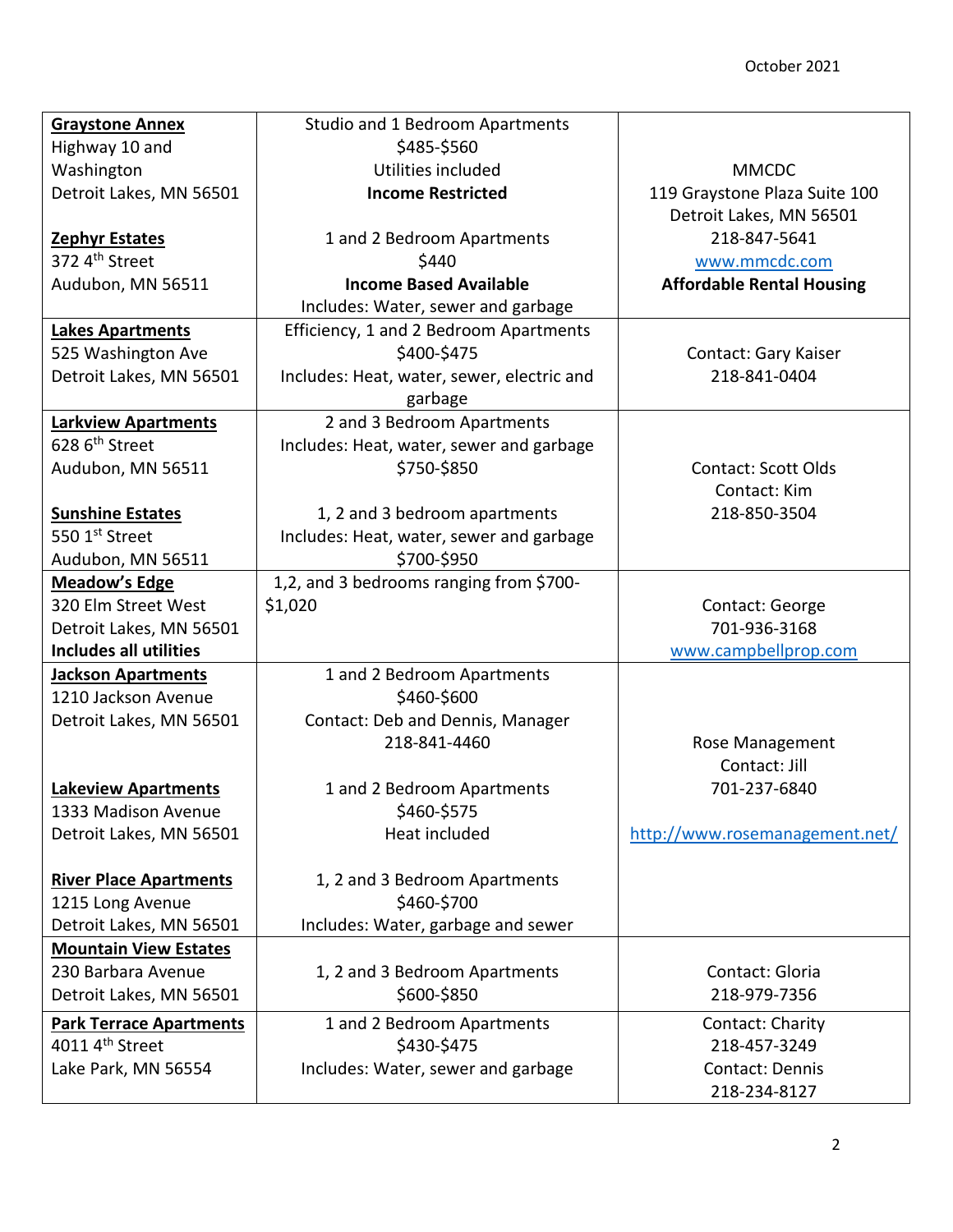October 2021

| | | |
|---|---|---|
| **Graystone Annex**<br>Highway 10 and Washington<br>Detroit Lakes, MN 56501<br><br>**Zephyr Estates**<br>372 4th Street<br>Audubon, MN 56511 | Studio and 1 Bedroom Apartments<br>$485-$560<br>Utilities included<br>**Income Restricted**<br><br>1 and 2 Bedroom Apartments<br>$440<br>**Income Based Available**<br>Includes: Water, sewer and garbage | MMCDC<br>119 Graystone Plaza Suite 100<br>Detroit Lakes, MN 56501<br>218-847-5641<br>www.mmcdc.com<br>**Affordable Rental Housing** |
| **Lakes Apartments**<br>525 Washington Ave<br>Detroit Lakes, MN 56501 | Efficiency, 1 and 2 Bedroom Apartments<br>$400-$475<br>Includes: Heat, water, sewer, electric and garbage | Contact: Gary Kaiser<br>218-841-0404 |
| **Larkview Apartments**<br>628 6th Street<br>Audubon, MN 56511<br><br>**Sunshine Estates**<br>550 1st Street<br>Audubon, MN 56511 | 2 and 3 Bedroom Apartments<br>Includes: Heat, water, sewer and garbage<br>$750-$850<br><br>1, 2 and 3 bedroom apartments<br>Includes: Heat, water, sewer and garbage<br>$700-$950 | Contact: Scott Olds<br>Contact: Kim<br>218-850-3504 |
| **Meadow's Edge**<br>320 Elm Street West<br>Detroit Lakes, MN 56501<br>**Includes all utilities** | 1,2, and 3 bedrooms ranging from $700-$1,020 | Contact: George<br>701-936-3168<br>www.campbellprop.com |
| **Jackson Apartments**<br>1210 Jackson Avenue<br>Detroit Lakes, MN 56501<br><br>**Lakeview Apartments**<br>1333 Madison Avenue<br>Detroit Lakes, MN 56501<br><br>**River Place Apartments**<br>1215 Long Avenue<br>Detroit Lakes, MN 56501 | 1 and 2 Bedroom Apartments<br>$460-$600<br>Contact: Deb and Dennis, Manager<br>218-841-4460<br><br>1 and 2 Bedroom Apartments<br>$460-$575<br>Heat included<br><br>1, 2 and 3 Bedroom Apartments<br>$460-$700<br>Includes: Water, garbage and sewer | Rose Management<br>Contact: Jill<br>701-237-6840<br><br>http://www.rosemanagement.net/ |
| **Mountain View Estates**<br>230 Barbara Avenue<br>Detroit Lakes, MN 56501 | 1, 2 and 3 Bedroom Apartments<br>$600-$850 | Contact: Gloria<br>218-979-7356 |
| **Park Terrace Apartments**<br>4011 4th Street<br>Lake Park, MN 56554 | 1 and 2 Bedroom Apartments<br>$430-$475<br>Includes: Water, sewer and garbage | Contact: Charity<br>218-457-3249<br>Contact: Dennis<br>218-234-8127 |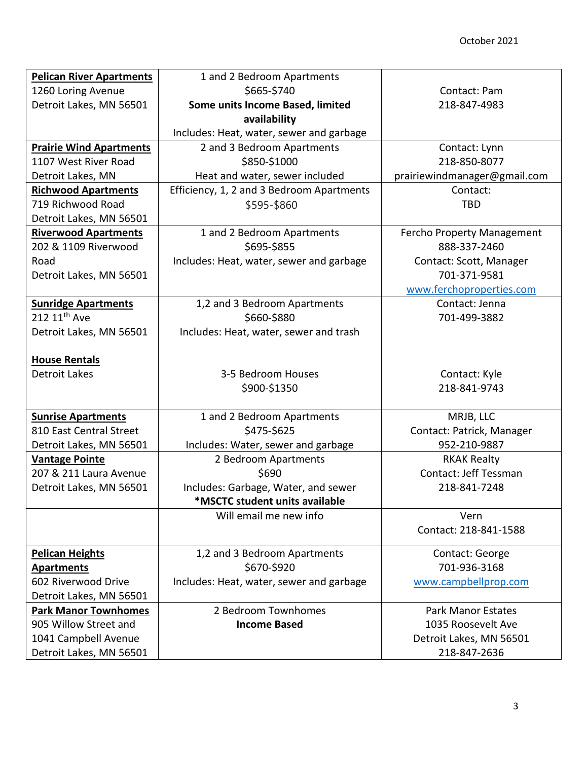October 2021

| | | |
|---|---|---|
| **Pelican River Apartments**<br>1260 Loring Avenue<br>Detroit Lakes, MN 56501 | 1 and 2 Bedroom Apartments<br>$665-$740<br>**Some units Income Based, limited availability**<br>Includes: Heat, water, sewer and garbage | Contact: Pam<br>218-847-4983 |
| **Prairie Wind Apartments**<br>1107 West River Road<br>Detroit Lakes, MN | 2 and 3 Bedroom Apartments<br>$850-$1000<br>Heat and water, sewer included | Contact: Lynn<br>218-850-8077<br>prairiewindmanager@gmail.com |
| **Richwood Apartments**<br>719 Richwood Road<br>Detroit Lakes, MN 56501 | Efficiency, 1, 2 and 3 Bedroom Apartments<br>$595-$860 | Contact:<br>TBD |
| **Riverwood Apartments**<br>202 & 1109 Riverwood Road<br>Detroit Lakes, MN 56501 | 1 and 2 Bedroom Apartments<br>$695-$855<br>Includes: Heat, water, sewer and garbage | Fercho Property Management<br>888-337-2460<br>Contact: Scott, Manager<br>701-371-9581<br>www.ferchoproperties.com |
| **Sunridge Apartments**<br>212 11th Ave<br>Detroit Lakes, MN 56501<br><br>**House Rentals**<br>Detroit Lakes | 1,2 and 3 Bedroom Apartments<br>$660-$880<br>Includes: Heat, water, sewer and trash<br><br>3-5 Bedroom Houses<br>$900-$1350 | Contact: Jenna<br>701-499-3882<br><br>Contact: Kyle<br>218-841-9743 |
| **Sunrise Apartments**<br>810 East Central Street<br>Detroit Lakes, MN 56501 | 1 and 2 Bedroom Apartments<br>$475-$625<br>Includes: Water, sewer and garbage | MRJB, LLC<br>Contact: Patrick, Manager<br>952-210-9887 |
| **Vantage Pointe**<br>207 & 211 Laura Avenue<br>Detroit Lakes, MN 56501 | 2 Bedroom Apartments<br>$690<br>Includes: Garbage, Water, and sewer<br>**\*MSCTC student units available** | RKAK Realty<br>Contact: Jeff Tessman<br>218-841-7248 |
| | Will email me new info | Vern<br>Contact: 218-841-1588 |
| **Pelican Heights Apartments**<br>602 Riverwood Drive<br>Detroit Lakes, MN 56501 | 1,2 and 3 Bedroom Apartments<br>$670-$920<br>Includes: Heat, water, sewer and garbage | Contact: George<br>701-936-3168<br>www.campbellprop.com |
| **Park Manor Townhomes**<br>905 Willow Street and 1041 Campbell Avenue<br>Detroit Lakes, MN 56501 | 2 Bedroom Townhomes<br>**Income Based** | Park Manor Estates<br>1035 Roosevelt Ave<br>Detroit Lakes, MN 56501<br>218-847-2636 |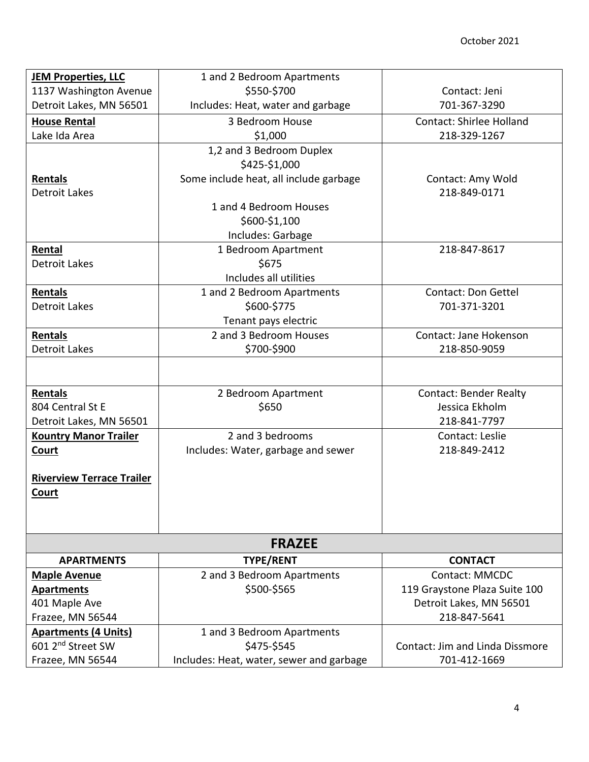October 2021

| | | |
|---|---|---|
| **JEM Properties, LLC**<br>1137 Washington Avenue<br>Detroit Lakes, MN 56501 | 1 and 2 Bedroom Apartments<br>$550-$700<br>Includes: Heat, water and garbage | Contact: Jeni<br>701-367-3290 |
| **House Rental**<br>Lake Ida Area | 3 Bedroom House<br>$1,000 | Contact: Shirlee Holland<br>218-329-1267 |
| **Rentals**<br>Detroit Lakes | 1,2 and 3 Bedroom Duplex<br>$425-$1,000<br>Some include heat, all include garbage<br><br>1 and 4 Bedroom Houses<br>$600-$1,100<br>Includes: Garbage | Contact: Amy Wold<br>218-849-0171 |
| **Rental**<br>Detroit Lakes | 1 Bedroom Apartment<br>$675<br>Includes all utilities | 218-847-8617 |
| **Rentals**<br>Detroit Lakes | 1 and 2 Bedroom Apartments<br>$600-$775<br>Tenant pays electric | Contact: Don Gettel<br>701-371-3201 |
| **Rentals**<br>Detroit Lakes | 2 and 3 Bedroom Houses<br>$700-$900 | Contact: Jane Hokenson<br>218-850-9059 |
| | | |
| **Rentals**<br>804 Central St E<br>Detroit Lakes, MN 56501 | 2 Bedroom Apartment<br>$650 | Contact: Bender Realty<br>Jessica Ekholm<br>218-841-7797 |
| **Kountry Manor Trailer Court**<br><br>**Riverview Terrace Trailer Court** | 2 and 3 bedrooms<br>Includes: Water, garbage and sewer | Contact: Leslie<br>218-849-2412 |

## FRAZEE

| APARTMENTS | TYPE/RENT | CONTACT |
|---|---|---|
| **Maple Avenue Apartments**<br>401 Maple Ave<br>Frazee, MN 56544 | 2 and 3 Bedroom Apartments<br>$500-$565 | Contact: MMCDC<br>119 Graystone Plaza Suite 100<br>Detroit Lakes, MN 56501<br>218-847-5641 |
| **Apartments (4 Units)**<br>601 2nd Street SW<br>Frazee, MN 56544 | 1 and 3 Bedroom Apartments<br>$475-$545<br>Includes: Heat, water, sewer and garbage | Contact: Jim and Linda Dissmore<br>701-412-1669 |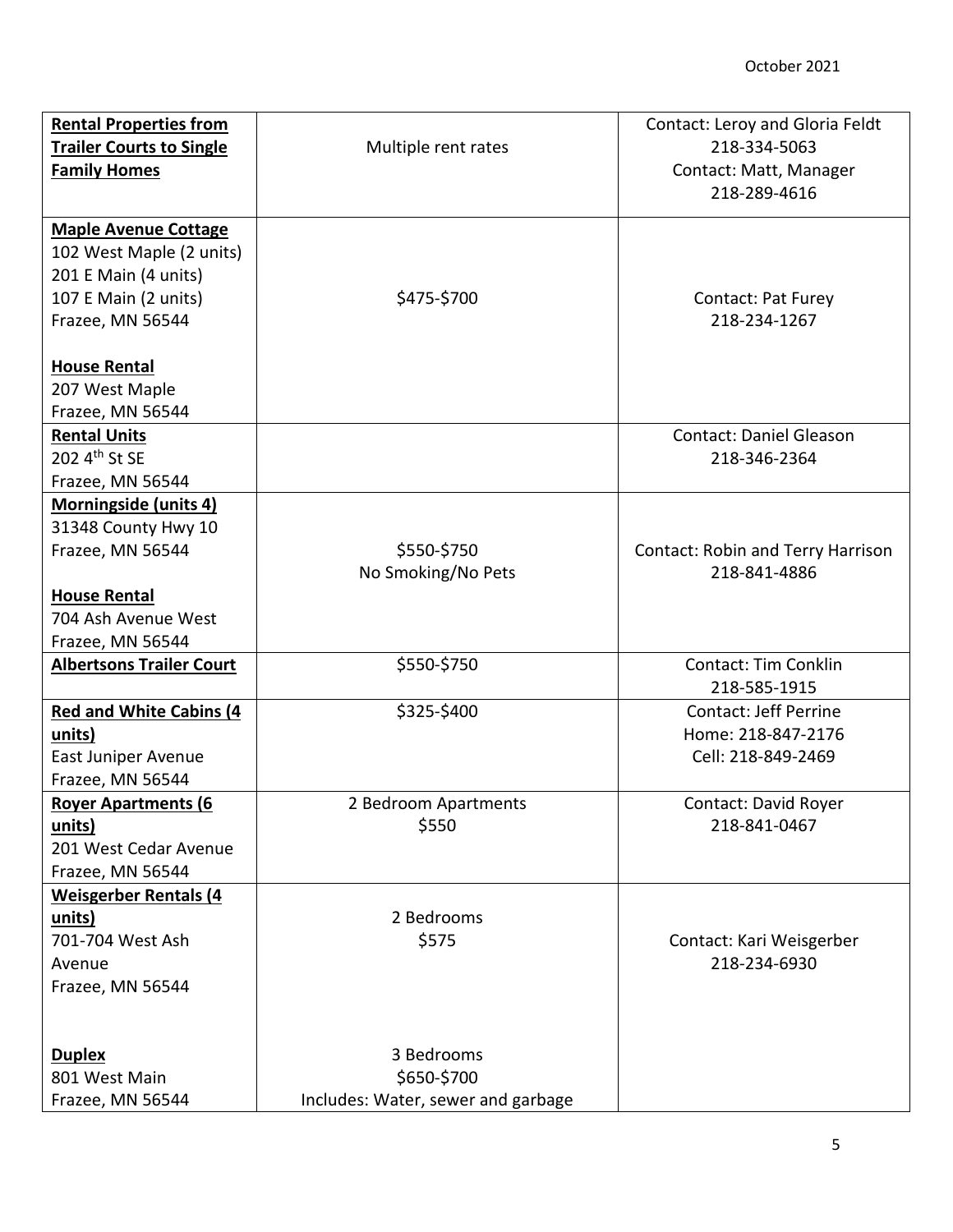| | | |
|---|---|---|
| **Rental Properties from Trailer Courts to Single Family Homes** | Multiple rent rates | Contact: Leroy and Gloria Feldt<br>218-334-5063<br>Contact: Matt, Manager<br>218-289-4616 |
| **Maple Avenue Cottage**<br>102 West Maple (2 units)<br>201 E Main (4 units)<br>107 E Main (2 units)<br>Frazee, MN 56544<br><br>**House Rental**<br>207 West Maple<br>Frazee, MN 56544 | \$475-\$700 | Contact: Pat Furey<br>218-234-1267 |
| **Rental Units**<br>202 4th St SE<br>Frazee, MN 56544 | | Contact: Daniel Gleason<br>218-346-2364 |
| **Morningside (units 4)**<br>31348 County Hwy 10<br>Frazee, MN 56544<br><br>**House Rental**<br>704 Ash Avenue West<br>Frazee, MN 56544 | \$550-\$750<br>No Smoking/No Pets | Contact: Robin and Terry Harrison<br>218-841-4886 |
| **Albertsons Trailer Court** | \$550-\$750 | Contact: Tim Conklin<br>218-585-1915 |
| **Red and White Cabins (4 units)**<br>East Juniper Avenue<br>Frazee, MN 56544 | \$325-\$400 | Contact: Jeff Perrine<br>Home: 218-847-2176<br>Cell: 218-849-2469 |
| **Royer Apartments (6 units)**<br>201 West Cedar Avenue<br>Frazee, MN 56544 | 2 Bedroom Apartments<br>\$550 | Contact: David Royer<br>218-841-0467 |
| **Weisgerber Rentals (4 units)**<br>701-704 West Ash Avenue<br>Frazee, MN 56544<br><br>**Duplex**<br>801 West Main<br>Frazee, MN 56544 | 2 Bedrooms<br>\$575<br><br>3 Bedrooms<br>\$650-\$700<br>Includes: Water, sewer and garbage | Contact: Kari Weisgerber<br>218-234-6930 |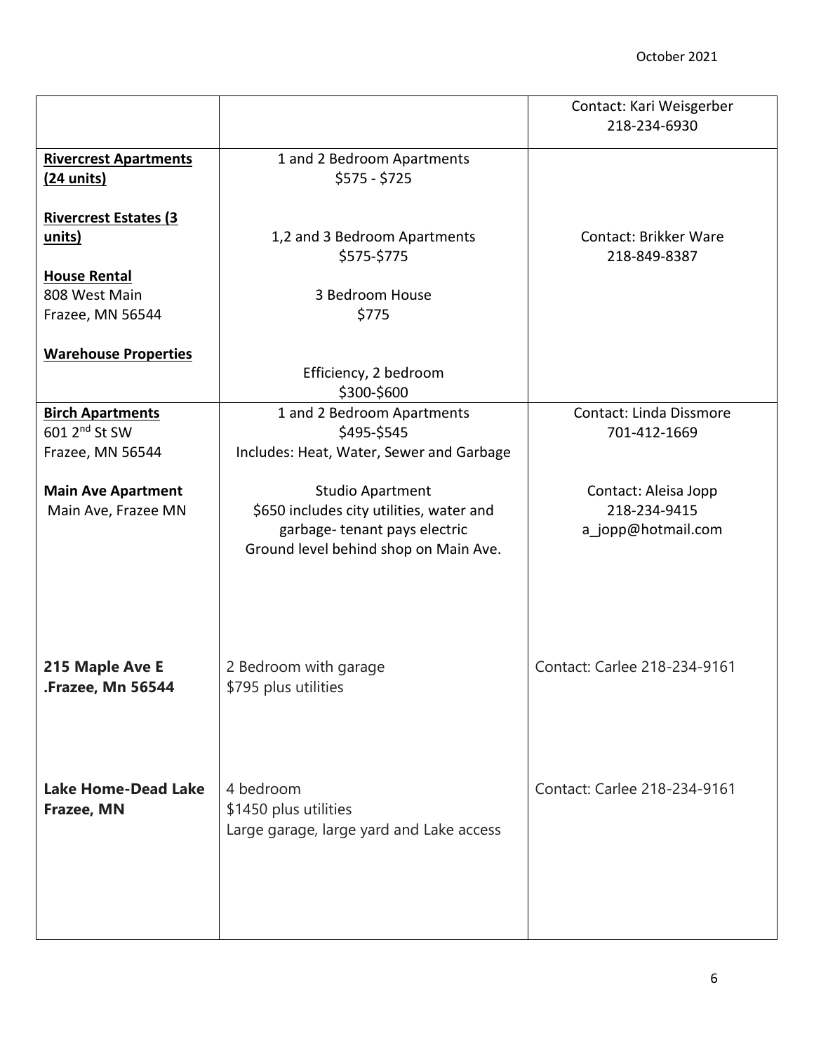| | | |
|---|---|---|
| | | Contact: Kari Weisgerber<br>218-234-6930 |
| **Rivercrest Apartments (24 units)**<br><br>**Rivercrest Estates (3 units)**<br><br>**House Rental**<br>808 West Main<br>Frazee, MN 56544<br><br>**Warehouse Properties** | 1 and 2 Bedroom Apartments<br>$575 - $725<br><br>1,2 and 3 Bedroom Apartments<br>$575-$775<br><br>3 Bedroom House<br>$775<br><br>Efficiency, 2 bedroom<br>$300-$600 | Contact: Brikker Ware<br>218-849-8387 |
| **Birch Apartments**<br>601 2nd St SW<br>Frazee, MN 56544<br><br>**Main Ave Apartment**<br>Main Ave, Frazee MN | 1 and 2 Bedroom Apartments<br>$495-$545<br>Includes: Heat, Water, Sewer and Garbage<br><br>Studio Apartment<br>$650 includes city utilities, water and garbage- tenant pays electric<br>Ground level behind shop on Main Ave. | Contact: Linda Dissmore<br>701-412-1669<br><br>Contact: Aleisa Jopp<br>218-234-9415<br>a_jopp@hotmail.com |
| **215 Maple Ave E**<br>**.Frazee, Mn 56544** | 2 Bedroom with garage<br>$795 plus utilities | Contact: Carlee 218-234-9161 |
| **Lake Home-Dead Lake**<br>**Frazee, MN** | 4 bedroom<br>$1450 plus utilities<br>Large garage, large yard and Lake access | Contact: Carlee 218-234-9161 |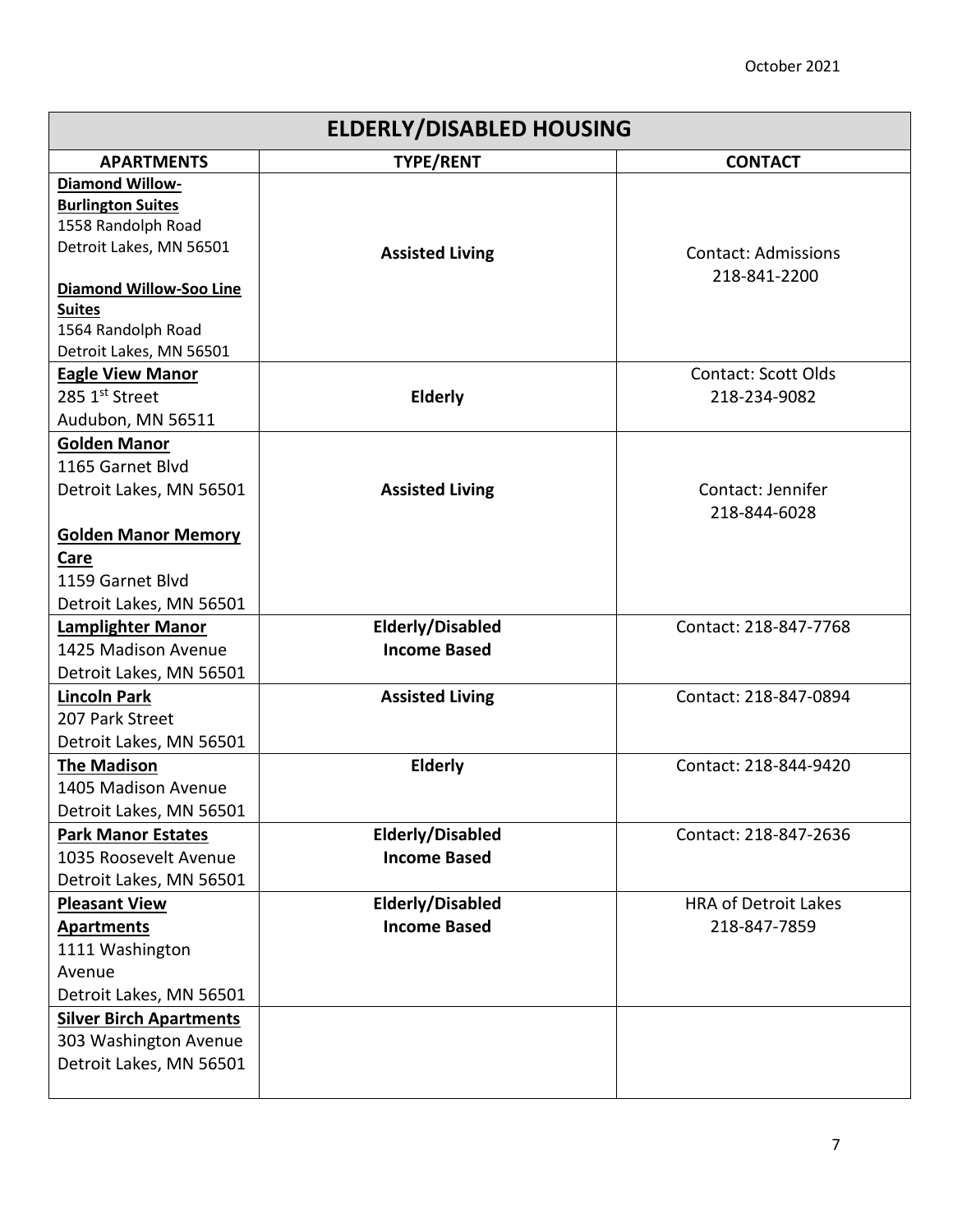| ELDERLY/DISABLED HOUSING | | |
|---|---|---|
| **APARTMENTS** | **TYPE/RENT** | **CONTACT** |
| **Diamond Willow-Burlington Suites**<br>1558 Randolph Road<br>Detroit Lakes, MN 56501<br><br>**Diamond Willow-Soo Line Suites**<br>1564 Randolph Road<br>Detroit Lakes, MN 56501 | **Assisted Living** | Contact: Admissions<br>218-841-2200 |
| **Eagle View Manor**<br>285 1st Street<br>Audubon, MN 56511 | **Elderly** | Contact: Scott Olds<br>218-234-9082 |
| **Golden Manor**<br>1165 Garnet Blvd<br>Detroit Lakes, MN 56501<br><br>**Golden Manor Memory Care**<br>1159 Garnet Blvd<br>Detroit Lakes, MN 56501 | **Assisted Living** | Contact: Jennifer<br>218-844-6028 |
| **Lamplighter Manor**<br>1425 Madison Avenue<br>Detroit Lakes, MN 56501 | **Elderly/Disabled**<br>**Income Based** | Contact: 218-847-7768 |
| **Lincoln Park**<br>207 Park Street<br>Detroit Lakes, MN 56501 | **Assisted Living** | Contact: 218-847-0894 |
| **The Madison**<br>1405 Madison Avenue<br>Detroit Lakes, MN 56501 | **Elderly** | Contact: 218-844-9420 |
| **Park Manor Estates**<br>1035 Roosevelt Avenue<br>Detroit Lakes, MN 56501 | **Elderly/Disabled**<br>**Income Based** | Contact: 218-847-2636 |
| **Pleasant View Apartments**<br>1111 Washington Avenue<br>Detroit Lakes, MN 56501 | **Elderly/Disabled**<br>**Income Based** | HRA of Detroit Lakes<br>218-847-7859 |
| **Silver Birch Apartments**<br>303 Washington Avenue<br>Detroit Lakes, MN 56501 | | |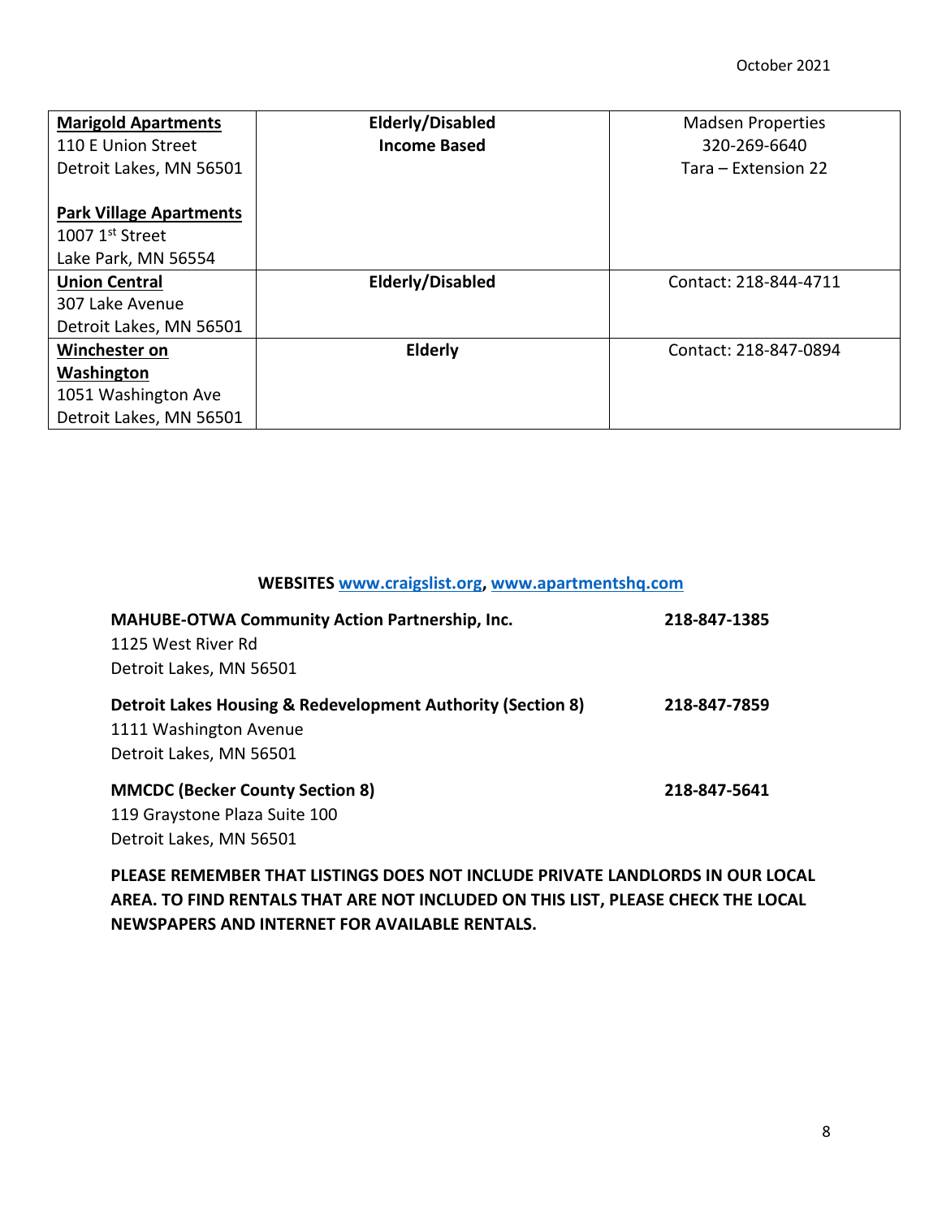| | | |
|---|---|---|
| **Marigold Apartments**<br>110 E Union Street<br>Detroit Lakes, MN 56501<br><br>**Park Village Apartments**<br>1007 1st Street<br>Lake Park, MN 56554 | **Elderly/Disabled**<br>**Income Based** | Madsen Properties<br>320-269-6640<br>Tara – Extension 22 |
| **Union Central**<br>307 Lake Avenue<br>Detroit Lakes, MN 56501 | **Elderly/Disabled** | Contact: 218-844-4711 |
| **Winchester on Washington**<br>1051 Washington Ave<br>Detroit Lakes, MN 56501 | **Elderly** | Contact: 218-847-0894 |

**WEBSITES [www.craigslist.org](www.craigslist.org), [www.apartmentshq.com](www.apartmentshq.com)**

**MAHUBE-OTWA Community Action Partnership, Inc.** **218-847-1385**
1125 West River Rd
Detroit Lakes, MN 56501

**Detroit Lakes Housing & Redevelopment Authority (Section 8)** **218-847-7859**
1111 Washington Avenue
Detroit Lakes, MN 56501

**MMCDC (Becker County Section 8)** **218-847-5641**
119 Graystone Plaza Suite 100
Detroit Lakes, MN 56501

**PLEASE REMEMBER THAT LISTINGS DOES NOT INCLUDE PRIVATE LANDLORDS IN OUR LOCAL AREA. TO FIND RENTALS THAT ARE NOT INCLUDED ON THIS LIST, PLEASE CHECK THE LOCAL NEWSPAPERS AND INTERNET FOR AVAILABLE RENTALS.**